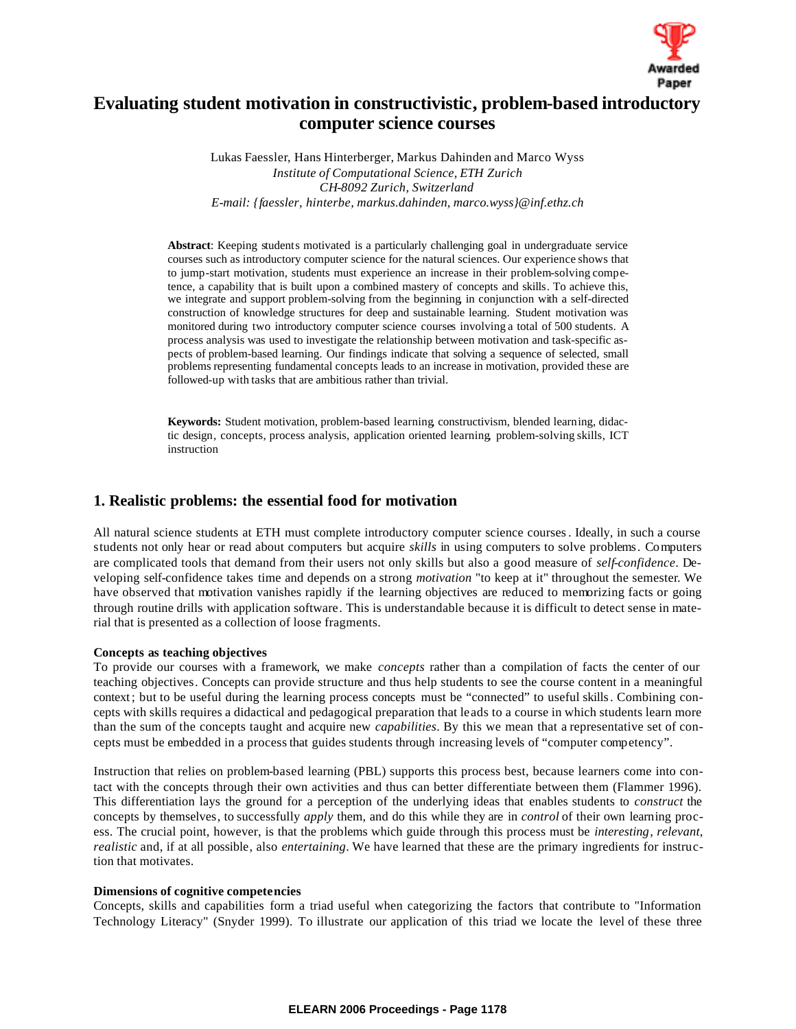# Evaluating student motivation in constructivistic, problem-based introductory computer science courses

Lukas Faessler, Hans Hinterberger, Markus Dahinden and Marco Wyss
*Institute of Computational Science, ETH Zurich*
*CH-8092 Zurich, Switzerland*
*E-mail: {faessler, hinterbe, markus.dahinden, marco.wyss}@inf.ethz.ch*

**Abstract**: Keeping students motivated is a particularly challenging goal in undergraduate service courses such as introductory computer science for the natural sciences. Our experience shows that to jump-start motivation, students must experience an increase in their problem-solving competence, a capability that is built upon a combined mastery of concepts and skills. To achieve this, we integrate and support problem-solving from the beginning in conjunction with a self-directed construction of knowledge structures for deep and sustainable learning. Student motivation was monitored during two introductory computer science courses involving a total of 500 students. A process analysis was used to investigate the relationship between motivation and task-specific aspects of problem-based learning. Our findings indicate that solving a sequence of selected, small problems representing fundamental concepts leads to an increase in motivation, provided these are followed-up with tasks that are ambitious rather than trivial.

**Keywords:** Student motivation, problem-based learning, constructivism, blended learning, didactic design, concepts, process analysis, application oriented learning, problem-solving skills, ICT instruction

## 1. Realistic problems: the essential food for motivation

All natural science students at ETH must complete introductory computer science courses. Ideally, in such a course students not only hear or read about computers but acquire *skills* in using computers to solve problems. Computers are complicated tools that demand from their users not only skills but also a good measure of *self-confidence*. Developing self-confidence takes time and depends on a strong *motivation* "to keep at it" throughout the semester. We have observed that motivation vanishes rapidly if the learning objectives are reduced to memorizing facts or going through routine drills with application software. This is understandable because it is difficult to detect sense in material that is presented as a collection of loose fragments.

**Concepts as teaching objectives**

To provide our courses with a framework, we make *concepts* rather than a compilation of facts the center of our teaching objectives. Concepts can provide structure and thus help students to see the course content in a meaningful context; but to be useful during the learning process concepts must be "connected" to useful skills. Combining concepts with skills requires a didactical and pedagogical preparation that leads to a course in which students learn more than the sum of the concepts taught and acquire new *capabilities*. By this we mean that a representative set of concepts must be embedded in a process that guides students through increasing levels of "computer competency".

Instruction that relies on problem-based learning (PBL) supports this process best, because learners come into contact with the concepts through their own activities and thus can better differentiate between them (Flammer 1996). This differentiation lays the ground for a perception of the underlying ideas that enables students to *construct* the concepts by themselves, to successfully *apply* them, and do this while they are in *control* of their own learning process. The crucial point, however, is that the problems which guide through this process must be *interesting*, *relevant*, *realistic* and, if at all possible, also *entertaining*. We have learned that these are the primary ingredients for instruction that motivates.

**Dimensions of cognitive competencies**

Concepts, skills and capabilities form a triad useful when categorizing the factors that contribute to "Information Technology Literacy" (Snyder 1999). To illustrate our application of this triad we locate the level of these three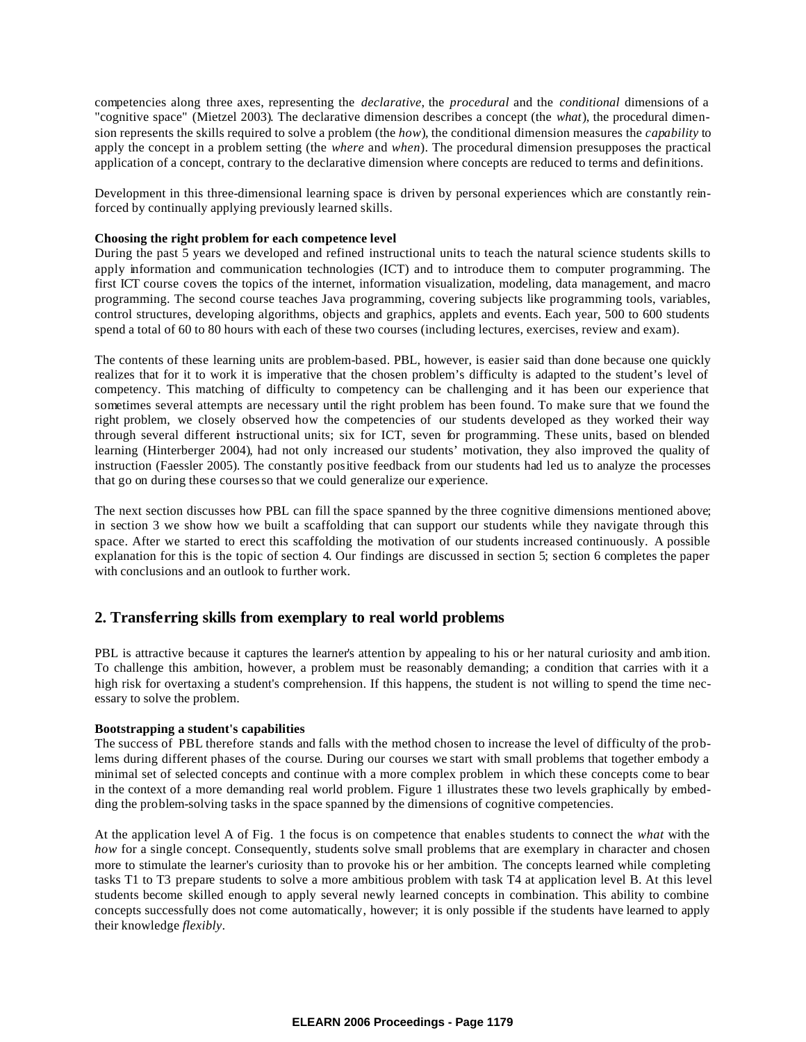competencies along three axes, representing the *declarative*, the *procedural* and the *conditional* dimensions of a "cognitive space" (Mietzel 2003). The declarative dimension describes a concept (the *what*), the procedural dimension represents the skills required to solve a problem (the *how*), the conditional dimension measures the *capability* to apply the concept in a problem setting (the *where* and *when*). The procedural dimension presupposes the practical application of a concept, contrary to the declarative dimension where concepts are reduced to terms and definitions.

Development in this three-dimensional learning space is driven by personal experiences which are constantly reinforced by continually applying previously learned skills.

**Choosing the right problem for each competence level**

During the past 5 years we developed and refined instructional units to teach the natural science students skills to apply information and communication technologies (ICT) and to introduce them to computer programming. The first ICT course covers the topics of the internet, information visualization, modeling, data management, and macro programming. The second course teaches Java programming, covering subjects like programming tools, variables, control structures, developing algorithms, objects and graphics, applets and events. Each year, 500 to 600 students spend a total of 60 to 80 hours with each of these two courses (including lectures, exercises, review and exam).

The contents of these learning units are problem-based. PBL, however, is easier said than done because one quickly realizes that for it to work it is imperative that the chosen problem's difficulty is adapted to the student's level of competency. This matching of difficulty to competency can be challenging and it has been our experience that sometimes several attempts are necessary until the right problem has been found. To make sure that we found the right problem, we closely observed how the competencies of our students developed as they worked their way through several different instructional units; six for ICT, seven for programming. These units, based on blended learning (Hinterberger 2004), had not only increased our students' motivation, they also improved the quality of instruction (Faessler 2005). The constantly positive feedback from our students had led us to analyze the processes that go on during these courses so that we could generalize our experience.

The next section discusses how PBL can fill the space spanned by the three cognitive dimensions mentioned above; in section 3 we show how we built a scaffolding that can support our students while they navigate through this space. After we started to erect this scaffolding the motivation of our students increased continuously. A possible explanation for this is the topic of section 4. Our findings are discussed in section 5; section 6 completes the paper with conclusions and an outlook to further work.

## 2. Transferring skills from exemplary to real world problems

PBL is attractive because it captures the learner's attention by appealing to his or her natural curiosity and ambition. To challenge this ambition, however, a problem must be reasonably demanding; a condition that carries with it a high risk for overtaxing a student's comprehension. If this happens, the student is not willing to spend the time necessary to solve the problem.

**Bootstrapping a student's capabilities**

The success of PBL therefore stands and falls with the method chosen to increase the level of difficulty of the problems during different phases of the course. During our courses we start with small problems that together embody a minimal set of selected concepts and continue with a more complex problem in which these concepts come to bear in the context of a more demanding real world problem. Figure 1 illustrates these two levels graphically by embedding the problem-solving tasks in the space spanned by the dimensions of cognitive competencies.

At the application level A of Fig. 1 the focus is on competence that enables students to connect the *what* with the *how* for a single concept. Consequently, students solve small problems that are exemplary in character and chosen more to stimulate the learner's curiosity than to provoke his or her ambition. The concepts learned while completing tasks T1 to T3 prepare students to solve a more ambitious problem with task T4 at application level B. At this level students become skilled enough to apply several newly learned concepts in combination. This ability to combine concepts successfully does not come automatically, however; it is only possible if the students have learned to apply their knowledge *flexibly*.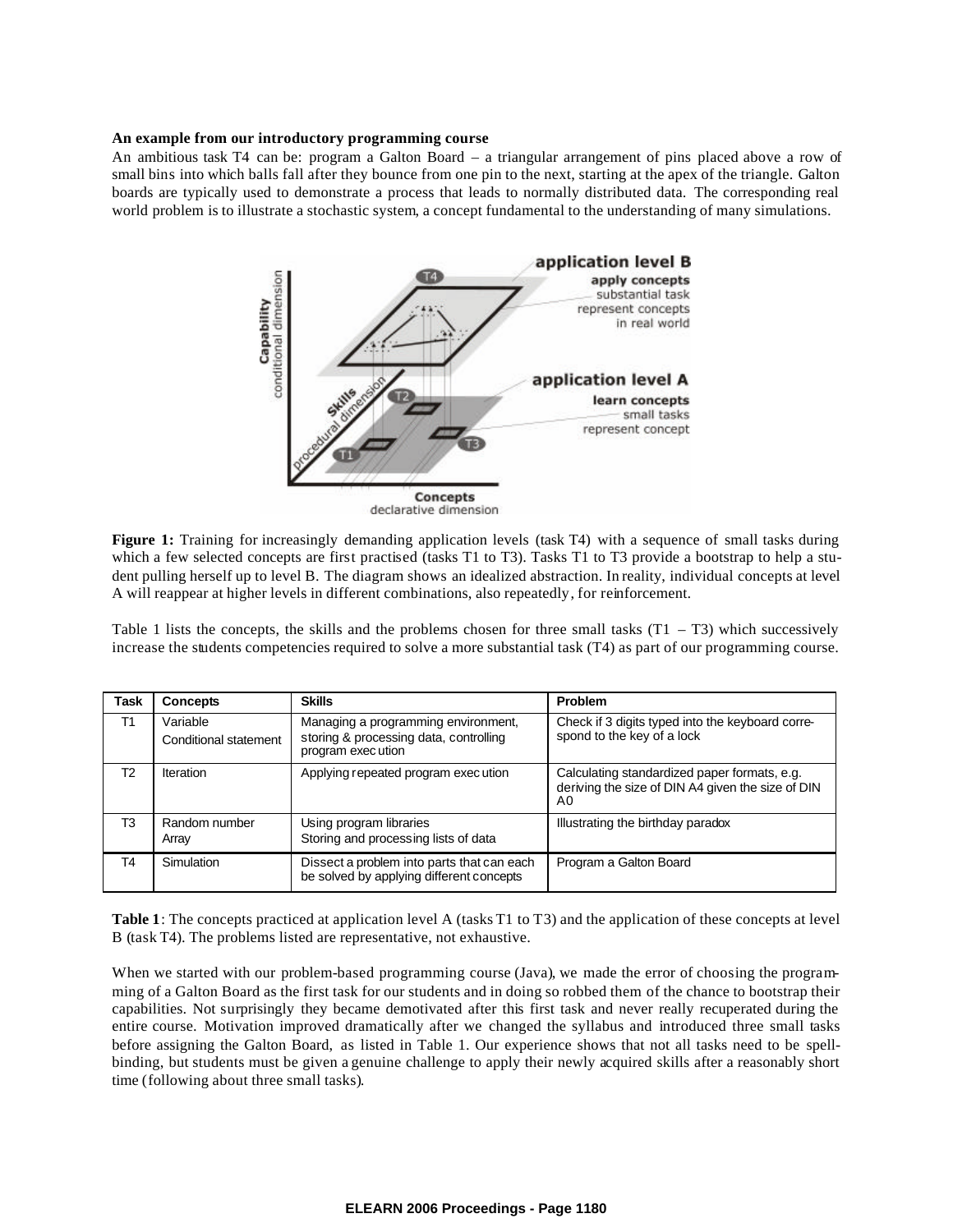**An example from our introductory programming course**

An ambitious task T4 can be: program a Galton Board – a triangular arrangement of pins placed above a row of small bins into which balls fall after they bounce from one pin to the next, starting at the apex of the triangle. Galton boards are typically used to demonstrate a process that leads to normally distributed data. The corresponding real world problem is to illustrate a stochastic system, a concept fundamental to the understanding of many simulations.

**Figure 1:** Training for increasingly demanding application levels (task T4) with a sequence of small tasks during which a few selected concepts are first practised (tasks T1 to T3). Tasks T1 to T3 provide a bootstrap to help a student pulling herself up to level B. The diagram shows an idealized abstraction. In reality, individual concepts at level A will reappear at higher levels in different combinations, also repeatedly, for reinforcement.

Table 1 lists the concepts, the skills and the problems chosen for three small tasks (T1 – T3) which successively increase the students competencies required to solve a more substantial task (T4) as part of our programming course.

| Task | Concepts | Skills | Problem |
|---|---|---|---|
| T1 | Variable<br>Conditional statement | Managing a programming environment, storing & processing data, controlling program execution | Check if 3 digits typed into the keyboard correspond to the key of a lock |
| T2 | Iteration | Applying repeated program execution | Calculating standardized paper formats, e.g. deriving the size of DIN A4 given the size of DIN A0 |
| T3 | Random number<br>Array | Using program libraries<br>Storing and processing lists of data | Illustrating the birthday paradox |
| T4 | Simulation | Dissect a problem into parts that can each be solved by applying different concepts | Program a Galton Board |

**Table 1**: The concepts practiced at application level A (tasks T1 to T3) and the application of these concepts at level B (task T4). The problems listed are representative, not exhaustive.

When we started with our problem-based programming course (Java), we made the error of choosing the programming of a Galton Board as the first task for our students and in doing so robbed them of the chance to bootstrap their capabilities. Not surprisingly they became demotivated after this first task and never really recuperated during the entire course. Motivation improved dramatically after we changed the syllabus and introduced three small tasks before assigning the Galton Board, as listed in Table 1. Our experience shows that not all tasks need to be spellbinding, but students must be given a genuine challenge to apply their newly acquired skills after a reasonably short time (following about three small tasks).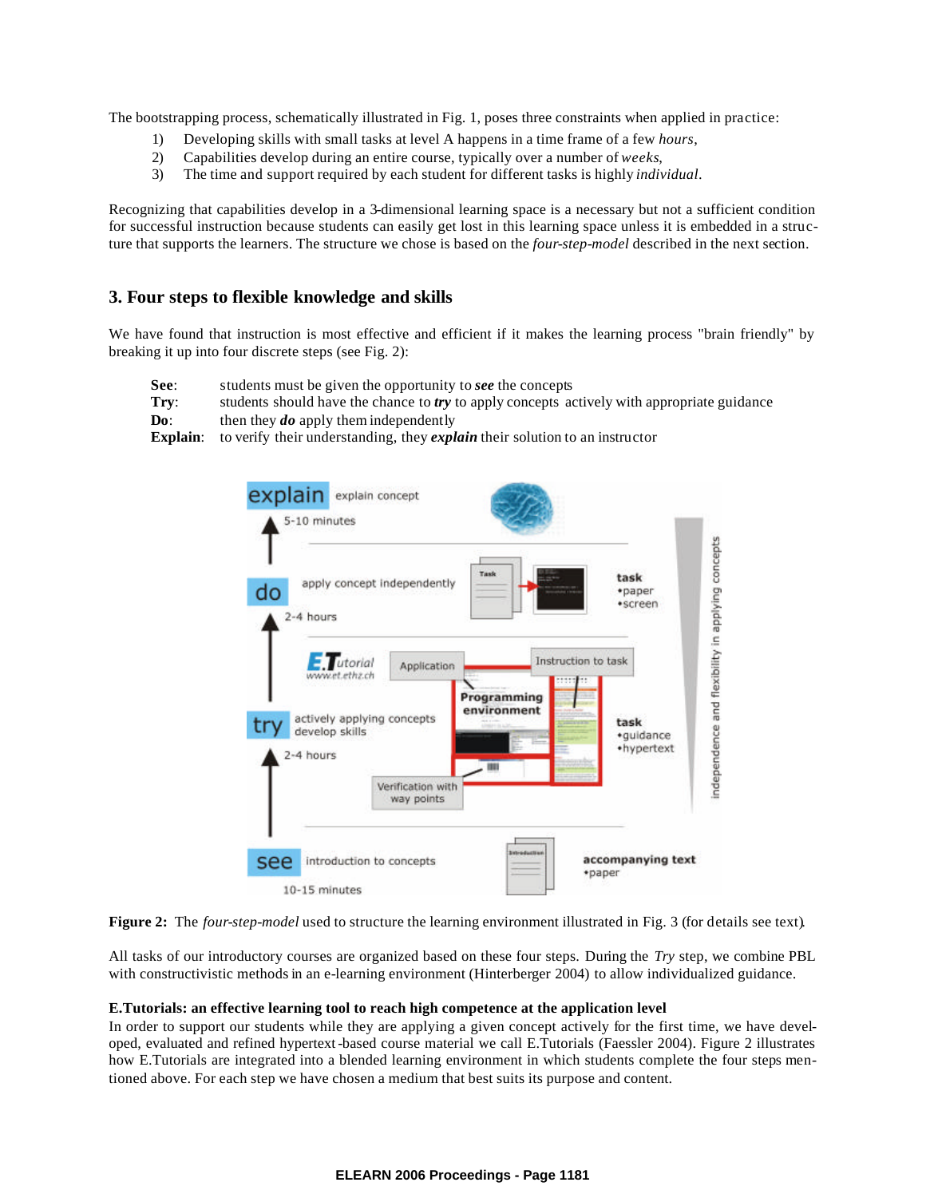The bootstrapping process, schematically illustrated in Fig. 1, poses three constraints when applied in practice:

1) Developing skills with small tasks at level A happens in a time frame of a few *hours*,
2) Capabilities develop during an entire course, typically over a number of *weeks*,
3) The time and support required by each student for different tasks is highly *individual*.

Recognizing that capabilities develop in a 3-dimensional learning space is a necessary but not a sufficient condition for successful instruction because students can easily get lost in this learning space unless it is embedded in a structure that supports the learners. The structure we chose is based on the *four-step-model* described in the next section.

## 3. Four steps to flexible knowledge and skills

We have found that instruction is most effective and efficient if it makes the learning process "brain friendly" by breaking it up into four discrete steps (see Fig. 2):

**See**: students must be given the opportunity to ***see*** the concepts
**Try**: students should have the chance to ***try*** to apply concepts actively with appropriate guidance
**Do**: then they ***do*** apply them independently
**Explain**: to verify their understanding, they ***explain*** their solution to an instructor

**Figure 2:** The *four-step-model* used to structure the learning environment illustrated in Fig. 3 (for details see text).

All tasks of our introductory courses are organized based on these four steps. During the *Try* step, we combine PBL with constructivistic methods in an e-learning environment (Hinterberger 2004) to allow individualized guidance.

**E.Tutorials: an effective learning tool to reach high competence at the application level**
In order to support our students while they are applying a given concept actively for the first time, we have developed, evaluated and refined hypertext-based course material we call E.Tutorials (Faessler 2004). Figure 2 illustrates how E.Tutorials are integrated into a blended learning environment in which students complete the four steps mentioned above. For each step we have chosen a medium that best suits its purpose and content.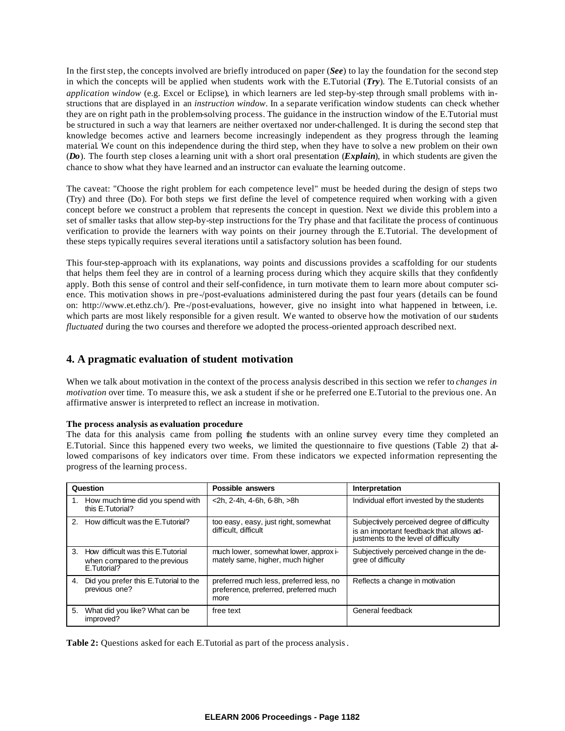In the first step, the concepts involved are briefly introduced on paper (***See***) to lay the foundation for the second step in which the concepts will be applied when students work with the E.Tutorial (***Try***). The E.Tutorial consists of an *application window* (e.g. Excel or Eclipse), in which learners are led step-by-step through small problems with instructions that are displayed in an *instruction window*. In a separate verification window students can check whether they are on right path in the problem-solving process. The guidance in the instruction window of the E.Tutorial must be structured in such a way that learners are neither overtaxed nor under-challenged. It is during the second step that knowledge becomes active and learners become increasingly independent as they progress through the learning material. We count on this independence during the third step, when they have to solve a new problem on their own (***Do***). The fourth step closes a learning unit with a short oral presentation (***Explain***), in which students are given the chance to show what they have learned and an instructor can evaluate the learning outcome.

The caveat: "Choose the right problem for each competence level" must be heeded during the design of steps two (Try) and three (Do). For both steps we first define the level of competence required when working with a given concept before we construct a problem that represents the concept in question. Next we divide this problem into a set of smaller tasks that allow step-by-step instructions for the Try phase and that facilitate the process of continuous verification to provide the learners with way points on their journey through the E.Tutorial. The development of these steps typically requires several iterations until a satisfactory solution has been found.

This four-step-approach with its explanations, way points and discussions provides a scaffolding for our students that helps them feel they are in control of a learning process during which they acquire skills that they confidently apply. Both this sense of control and their self-confidence, in turn motivate them to learn more about computer science. This motivation shows in pre-/post-evaluations administered during the past four years (details can be found on: http://www.et.ethz.ch/). Pre-/post-evaluations, however, give no insight into what happened in between, i.e. which parts are most likely responsible for a given result. We wanted to observe how the motivation of our students *fluctuated* during the two courses and therefore we adopted the process-oriented approach described next.

## 4. A pragmatic evaluation of student motivation

When we talk about motivation in the context of the process analysis described in this section we refer to *changes in motivation* over time. To measure this, we ask a student if she or he preferred one E.Tutorial to the previous one. An affirmative answer is interpreted to reflect an increase in motivation.

**The process analysis as evaluation procedure**

The data for this analysis came from polling the students with an online survey every time they completed an E.Tutorial. Since this happened every two weeks, we limited the questionnaire to five questions (Table 2) that allowed comparisons of key indicators over time. From these indicators we expected information representing the progress of the learning process.

| Question | Possible answers | Interpretation |
|---|---|---|
| 1. How much time did you spend with this E.Tutorial? | <2h, 2-4h, 4-6h, 6-8h, >8h | Individual effort invested by the students |
| 2. How difficult was the E.Tutorial? | too easy, easy, just right, somewhat difficult, difficult | Subjectively perceived degree of difficulty is an important feedback that allows adjustments to the level of difficulty |
| 3. How difficult was this E.Tutorial when compared to the previous E.Tutorial? | much lower, somewhat lower, approximately same, higher, much higher | Subjectively perceived change in the degree of difficulty |
| 4. Did you prefer this E.Tutorial to the previous one? | preferred much less, preferred less, no preference, preferred, preferred much more | Reflects a change in motivation |
| 5. What did you like? What can be improved? | free text | General feedback |

**Table 2:** Questions asked for each E.Tutorial as part of the process analysis.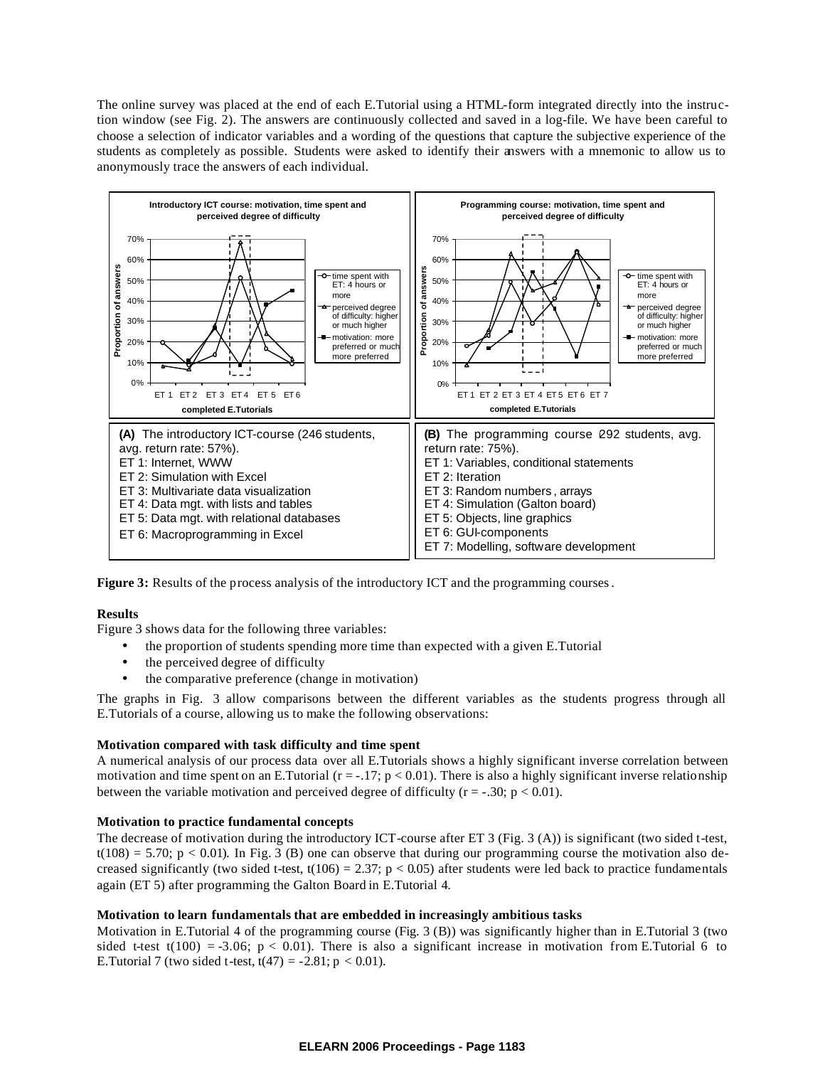The online survey was placed at the end of each E.Tutorial using a HTML-form integrated directly into the instruction window (see Fig. 2). The answers are continuously collected and saved in a log-file. We have been careful to choose a selection of indicator variables and a wording of the questions that capture the subjective experience of the students as completely as possible. Students were asked to identify their answers with a mnemonic to allow us to anonymously trace the answers of each individual.

**Introductory ICT course: motivation, time spent and perceived degree of difficulty**

**Programming course: motivation, time spent and perceived degree of difficulty**

Legend: time spent with ET: 4 hours or more; perceived degree of difficulty: higher or much higher; motivation: more preferred or much more preferred

**(A)** The introductory ICT-course (246 students, avg. return rate: 57%).
ET 1: Internet, WWW
ET 2: Simulation with Excel
ET 3: Multivariate data visualization
ET 4: Data mgt. with lists and tables
ET 5: Data mgt. with relational databases
ET 6: Macroprogramming in Excel

**(B)** The programming course 292 students, avg. return rate: 75%).
ET 1: Variables, conditional statements
ET 2: Iteration
ET 3: Random numbers, arrays
ET 4: Simulation (Galton board)
ET 5: Objects, line graphics
ET 6: GUI-components
ET 7: Modelling, software development

**Figure 3:** Results of the process analysis of the introductory ICT and the programming courses.

**Results**

Figure 3 shows data for the following three variables:

- the proportion of students spending more time than expected with a given E.Tutorial
- the perceived degree of difficulty
- the comparative preference (change in motivation)

The graphs in Fig. 3 allow comparisons between the different variables as the students progress through all E.Tutorials of a course, allowing us to make the following observations:

**Motivation compared with task difficulty and time spent**

A numerical analysis of our process data over all E.Tutorials shows a highly significant inverse correlation between motivation and time spent on an E.Tutorial ($r = -.17$; $p < 0.01$). There is also a highly significant inverse relationship between the variable motivation and perceived degree of difficulty ($r = -.30$; $p < 0.01$).

**Motivation to practice fundamental concepts**

The decrease of motivation during the introductory ICT-course after ET 3 (Fig. 3 (A)) is significant (two sided t-test, $t(108) = 5.70$; $p < 0.01$). In Fig. 3 (B) one can observe that during our programming course the motivation also decreased significantly (two sided t-test, $t(106) = 2.37$; $p < 0.05$) after students were led back to practice fundamentals again (ET 5) after programming the Galton Board in E.Tutorial 4.

**Motivation to learn fundamentals that are embedded in increasingly ambitious tasks**

Motivation in E.Tutorial 4 of the programming course (Fig. 3 (B)) was significantly higher than in E.Tutorial 3 (two sided t-test $t(100) = -3.06$; $p < 0.01$). There is also a significant increase in motivation from E.Tutorial 6 to E.Tutorial 7 (two sided t-test, $t(47) = -2.81$; $p < 0.01$).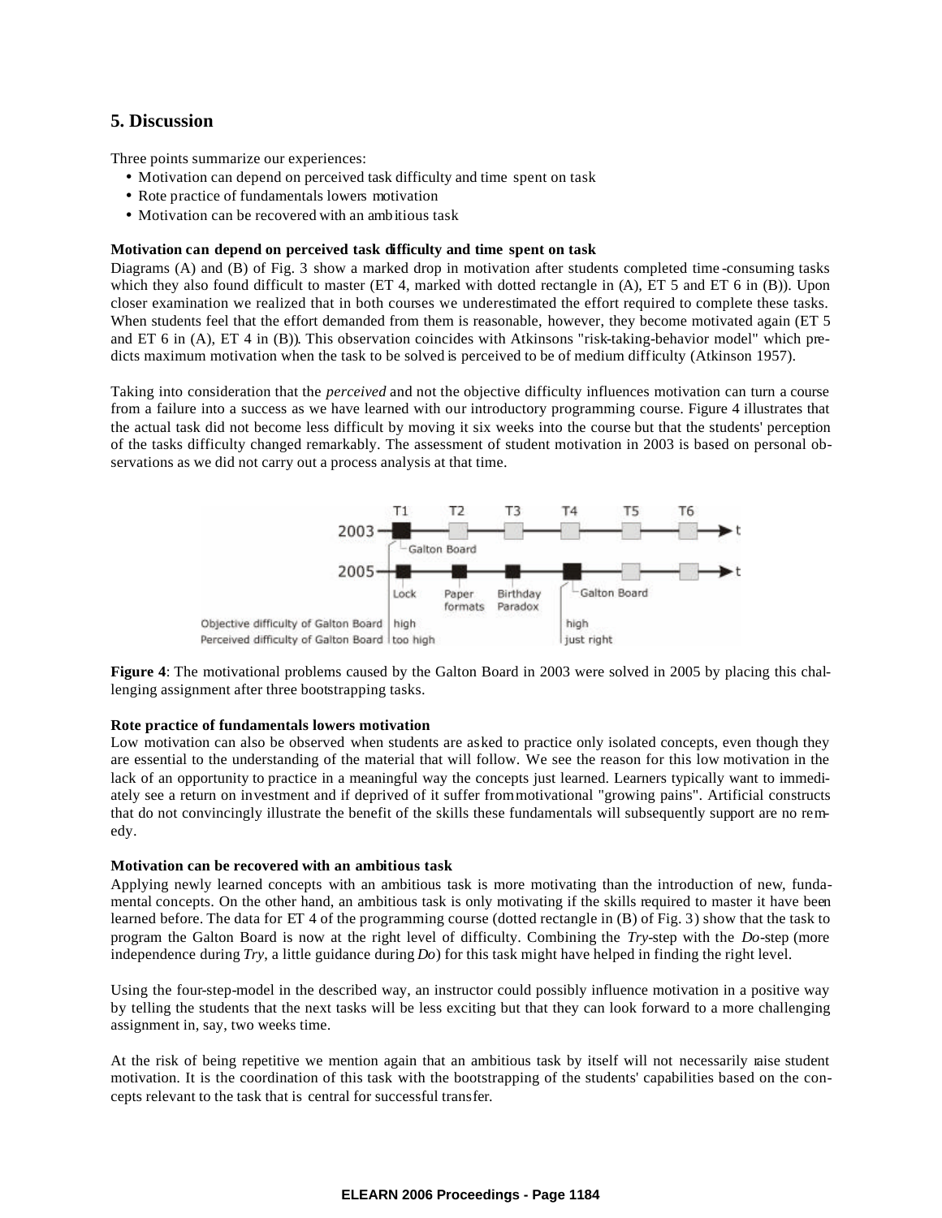## 5. Discussion

Three points summarize our experiences:

- Motivation can depend on perceived task difficulty and time spent on task
- Rote practice of fundamentals lowers motivation
- Motivation can be recovered with an ambitious task

**Motivation can depend on perceived task difficulty and time spent on task**

Diagrams (A) and (B) of Fig. 3 show a marked drop in motivation after students completed time-consuming tasks which they also found difficult to master (ET 4, marked with dotted rectangle in (A), ET 5 and ET 6 in (B)). Upon closer examination we realized that in both courses we underestimated the effort required to complete these tasks. When students feel that the effort demanded from them is reasonable, however, they become motivated again (ET 5 and ET 6 in (A), ET 4 in (B)). This observation coincides with Atkinsons "risk-taking-behavior model" which predicts maximum motivation when the task to be solved is perceived to be of medium difficulty (Atkinson 1957).

Taking into consideration that the *perceived* and not the objective difficulty influences motivation can turn a course from a failure into a success as we have learned with our introductory programming course. Figure 4 illustrates that the actual task did not become less difficult by moving it six weeks into the course but that the students' perception of the tasks difficulty changed remarkably. The assessment of student motivation in 2003 is based on personal observations as we did not carry out a process analysis at that time.

**Figure 4**: The motivational problems caused by the Galton Board in 2003 were solved in 2005 by placing this challenging assignment after three bootstrapping tasks.

**Rote practice of fundamentals lowers motivation**

Low motivation can also be observed when students are asked to practice only isolated concepts, even though they are essential to the understanding of the material that will follow. We see the reason for this low motivation in the lack of an opportunity to practice in a meaningful way the concepts just learned. Learners typically want to immediately see a return on investment and if deprived of it suffer from motivational "growing pains". Artificial constructs that do not convincingly illustrate the benefit of the skills these fundamentals will subsequently support are no remedy.

**Motivation can be recovered with an ambitious task**

Applying newly learned concepts with an ambitious task is more motivating than the introduction of new, fundamental concepts. On the other hand, an ambitious task is only motivating if the skills required to master it have been learned before. The data for ET 4 of the programming course (dotted rectangle in (B) of Fig. 3) show that the task to program the Galton Board is now at the right level of difficulty. Combining the *Try*-step with the *Do*-step (more independence during *Try*, a little guidance during *Do*) for this task might have helped in finding the right level.

Using the four-step-model in the described way, an instructor could possibly influence motivation in a positive way by telling the students that the next tasks will be less exciting but that they can look forward to a more challenging assignment in, say, two weeks time.

At the risk of being repetitive we mention again that an ambitious task by itself will not necessarily raise student motivation. It is the coordination of this task with the bootstrapping of the students' capabilities based on the concepts relevant to the task that is central for successful transfer.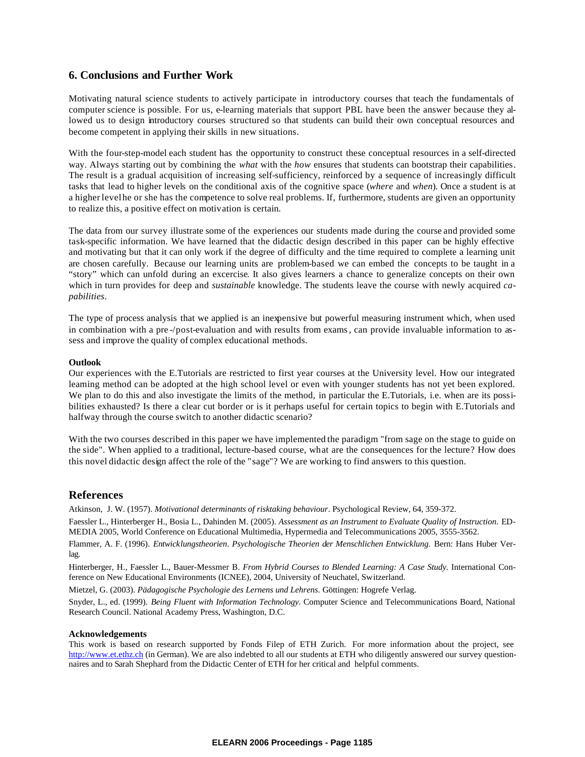## 6. Conclusions and Further Work

Motivating natural science students to actively participate in introductory courses that teach the fundamentals of computer science is possible. For us, e-learning materials that support PBL have been the answer because they allowed us to design introductory courses structured so that students can build their own conceptual resources and become competent in applying their skills in new situations.

With the four-step-model each student has the opportunity to construct these conceptual resources in a self-directed way. Always starting out by combining the *what* with the *how* ensures that students can bootstrap their capabilities. The result is a gradual acquisition of increasing self-sufficiency, reinforced by a sequence of increasingly difficult tasks that lead to higher levels on the conditional axis of the cognitive space (*where* and *when*). Once a student is at a higher level he or she has the competence to solve real problems. If, furthermore, students are given an opportunity to realize this, a positive effect on motivation is certain.

The data from our survey illustrate some of the experiences our students made during the course and provided some task-specific information. We have learned that the didactic design described in this paper can be highly effective and motivating but that it can only work if the degree of difficulty and the time required to complete a learning unit are chosen carefully. Because our learning units are problem-based we can embed the concepts to be taught in a "story" which can unfold during an excercise. It also gives learners a chance to generalize concepts on their own which in turn provides for deep and *sustainable* knowledge. The students leave the course with newly acquired *capabilities*.

The type of process analysis that we applied is an inexpensive but powerful measuring instrument which, when used in combination with a pre-/post-evaluation and with results from exams, can provide invaluable information to assess and improve the quality of complex educational methods.

**Outlook**

Our experiences with the E.Tutorials are restricted to first year courses at the University level. How our integrated learning method can be adopted at the high school level or even with younger students has not yet been explored. We plan to do this and also investigate the limits of the method, in particular the E.Tutorials, i.e. when are its possibilities exhausted? Is there a clear cut border or is it perhaps useful for certain topics to begin with E.Tutorials and halfway through the course switch to another didactic scenario?

With the two courses described in this paper we have implemented the paradigm "from sage on the stage to guide on the side". When applied to a traditional, lecture-based course, what are the consequences for the lecture? How does this novel didactic design affect the role of the "sage"? We are working to find answers to this question.

## References

Atkinson, J. W. (1957). *Motivational determinants of risktaking behaviour*. Psychological Review, 64, 359-372.

Faessler L., Hinterberger H., Bosia L., Dahinden M. (2005). *Assessment as an Instrument to Evaluate Quality of Instruction.* ED-MEDIA 2005, World Conference on Educational Multimedia, Hypermedia and Telecommunications 2005, 3555-3562.

Flammer, A. F. (1996). *Entwicklungstheorien. Psychologische Theorien der Menschlichen Entwicklung.* Bern: Hans Huber Verlag.

Hinterberger, H., Faessler L., Bauer-Messmer B. *From Hybrid Courses to Blended Learning: A Case Study.* International Conference on New Educational Environments (ICNEE), 2004, University of Neuchatel, Switzerland.

Mietzel, G. (2003). *Pädagogische Psychologie des Lernens und Lehrens.* Göttingen: Hogrefe Verlag.

Snyder, L., ed. (1999). *Being Fluent with Information Technology*. Computer Science and Telecommunications Board, National Research Council. National Academy Press, Washington, D.C.

**Acknowledgements**

This work is based on research supported by Fonds Filep of ETH Zurich. For more information about the project, see http://www.et.ethz.ch (in German). We are also indebted to all our students at ETH who diligently answered our survey questionnaires and to Sarah Shephard from the Didactic Center of ETH for her critical and helpful comments.